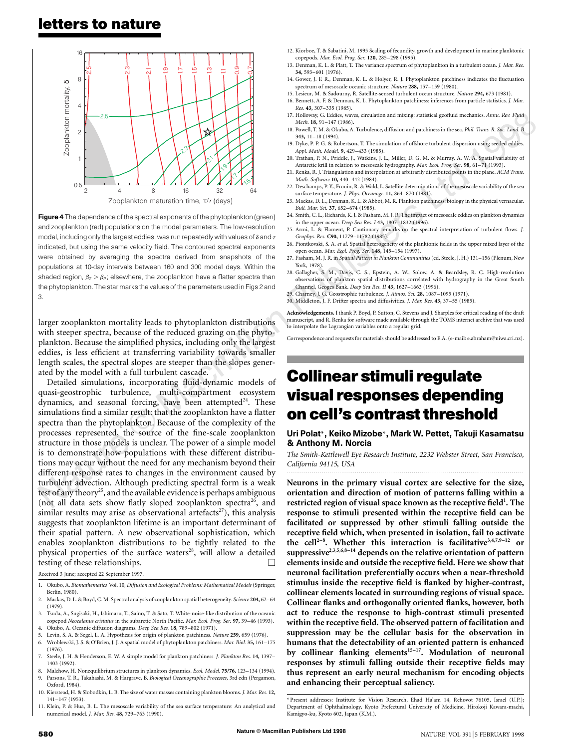**Figure 4** The dependence of the spectral exponents of the phytoplankton (green) and zooplankton (red) populations on the model parameters. The low-resolution model, including only the largest eddies, was run repeatedly with values of $\delta$ and $\tau$ indicated, but using the same velocity field. The contoured spectral exponents were obtained by averaging the spectra derived from snapshots of the populations at 10-day intervals between 160 and 300 model days. Within the shaded region, $\beta_Z > \beta_P$; elsewhere, the zooplankton have a flatter spectra than the phytoplankton. The star marks the values of the parameters used in Figs 2 and 3.

larger zooplankton mortality leads to phytoplankton distributions with steeper spectra, because of the reduced grazing on the phytoplankton. Because the simplified physics, including only the largest eddies, is less efficient at transferring variability towards smaller length scales, the spectral slopes are steeper than the slopes generated by the model with a full turbulent cascade.

Detailed simulations, incorporating fluid-dynamic models of quasi-geostrophic turbulence, multi-compartment ecosystem dynamics, and seasonal forcing, have been attempted[24]. These simulations find a similar result: that the zooplankton have a flatter spectra than the phytoplankton. Because of the complexity of the processes represented, the source of the fine-scale zooplankton structure in those models is unclear. The power of a simple model is to demonstrate how populations with these different distributions may occur without the need for any mechanism beyond their different response rates to changes in the environment caused by turbulent advection. Although predicting spectral form is a weak test of any theory[25], and the available evidence is perhaps ambiguous (not all data sets show flatly sloped zooplankton spectra[26], and similar results may arise as observational artefacts[27]), this analysis suggests that zooplankton lifetime is an important determinant of their spatial pattern. A new observational sophistication, which enables zooplankton distributions to be tightly related to the physical properties of the surface waters[28], will allow a detailed testing of these relationships. □

Received 3 June; accepted 22 September 1997.

1. Okubo, A. *Biomathematics* Vol. 10, *Diffusion and Ecological Problems: Mathematical Models* (Springer, Berlin, 1980).
2. Mackas, D. L. & Boyd, C. M. Spectral analysis of zooplankton spatial heterogeneity. *Science* **204,** 62–64 (1979).
3. Tsuda, A., Sugisaki, H., Ishimaru, T., Saino, T. & Sato, T. White-noise-like distribution of the oceanic copepod *Neocalanus cristatus* in the subarctic North Pacific. *Mar. Ecol. Prog. Ser.* **97,** 39–46 (1993).
4. Okubo, A. Oceanic diffusion diagrams. *Deep Sea Res.* **18,** 789–802 (1971).
5. Levin, S. A. & Segel, L. A. Hypothesis for origin of plankton patchiness. *Nature* **259,** 659 (1976).
6. Wroblewski, J. S. & O'Brien, J. J. A spatial model of phytoplankton patchiness. *Mar. Biol.* **35,** 161–175 (1976).
7. Steele, J. H. & Henderson, E. W. A simple model for plankton patchiness. *J. Plankton Res.* **14,** 1397–1403 (1992).
8. Malchow, H. Nonequilibrium structures in plankton dynamics. *Ecol. Model.* **75/76,** 123–134 (1994).
9. Parsons, T. R., Takahashi, M. & Hargrave, B. *Biological Oceanographic Processes*, 3rd edn (Pergamon, Oxford, 1984).
10. Kierstead, H. & Slobodkin, L. B. The size of water masses containing plankton blooms. *J. Mar. Res.* **12,** 141–147 (1953).
11. Klein, P. & Hua, B. L. The mesoscale variability of the sea surface temperature: An analytical and numerical model. *J. Mar. Res.* **48,** 729–763 (1990).
12. Kiorboe, T. & Sabatini, M. 1995 Scaling of fecundity, growth and development in marine planktonic copepods. *Mar. Ecol. Prog. Ser.* **120,** 285–298 (1995).
13. Denman, K. L. & Platt, T. The variance spectrum of phytoplankton in a turbulent ocean. *J. Mar. Res.* **34,** 593–601 (1976).
14. Gower, J. F. R., Denman, K. L. & Holyer, R. J. Phytoplankton patchiness indicates the fluctuation spectrum of mesoscale oceanic structure. *Nature* **288,** 157–159 (1980).
15. Lesieur, M. & Sadourny, R. Satellite-sensed turbulent ocean structure. *Nature* **294,** 673 (1981).
16. Bennett, A. F. & Denman, K. L. Phytoplankton patchiness: inferences from particle statistics. *J. Mar. Res.* **43,** 307–335 (1985).
17. Holloway, G. Eddies, waves, circulation and mixing: statistical geofluid mechanics. *Annu. Rev. Fluid Mech.* **18,** 91–147 (1986).
18. Powell, T. M. & Okubo, A. Turbulence, diffusion and patchiness in the sea. *Phil. Trans. R. Soc. Lond. B* **343,** 11–18 (1994).
19. Dyke, P. P. G. & Robertson, T. The simulation of offshore turbulent dispersion using seeded eddies. *Appl. Math. Model.* **9,** 429–433 (1985).
20. Trathan, P. N., Priddle, J., Watkins, J. L., Miller, D. G. M. & Murray, A. W. A. Spatial variability of Antarctic krill in relation to mesoscale hydrography. *Mar. Ecol. Prog. Ser.* **98,** 61–71 (1993).
21. Renka, R. J. Triangulation and interpolation at arbitrarily distributed points in the plane. *ACM Trans. Math. Software* **10,** 440–442 (1984).
22. Deschamps, P. Y., Frouin, R. & Wald, L. Satellite determinations of the mesoscale variability of the sea surface temperature. *J. Phys. Oceanogr.* **11,** 864–870 (1981).
23. Mackas, D. L., Denman, K. L. & Abbot, M. R. Plankton patchiness: biology in the physical vernacular. *Bull. Mar. Sci.* **37,** 652–674 (1985).
24. Smith, C. L., Richards, K. J. & Fasham, M. J. R. The impact of mesoscale eddies on plankton dynamics in the upper ocean. *Deep Sea Res. I* **43,** 1807–1832 (1996).
25. Armi, L. & Flament, P. Cautionary remarks on the spectral interpretation of turbulent flows. *J. Geophys. Res.* **C90,** 11779–11782 (1985).
26. Piontkovski, S. A. *et al.* Spatial heterogeneity of the planktonic fields in the upper mixed layer of the open ocean. *Mar. Ecol. Prog. Ser.* **148,** 145–154 (1997).
27. Fasham, M. J. R. in *Spatial Pattern in Plankton Communities* (ed. Steele, J. H.) 131–156 (Plenum, New York, 1978).
28. Gallagher, S. M., Davis, C. S., Epstein, A. W., Solow, A. & Beardsley, R. C. High-resolution observations of plankton spatial distributions correlated with hydrography in the Great South Channel, Georges Bank. *Deep Sea Res. II* **43,** 1627–1663 (1996).
29. Charney, J. G. Geostrophic turbulence. *J. Atmos. Sci.* **28,** 1087–1095 (1971).
30. Middleton, J. F. Drifter spectra and diffusivities. *J. Mar. Res.* **43,** 37–55 (1985).

**Acknowledgements.** I thank P. Boyd, P. Sutton, C. Stevens and J. Sharples for critical reading of the draft manuscript, and R. Renka for software made available through the TOMS internet archive that was used to interpolate the Lagrangian variables onto a regular grid.

Correspondence and requests for materials should be addressed to E.A. (e-mail: e.abraham@niwa.cri.nz).

# Collinear stimuli regulate visual responses depending on cell's contrast threshold

**Uri Polat\*, Keiko Mizobe\*, Mark W. Pettet, Takuji Kasamatsu & Anthony M. Norcia**

*The Smith-Kettlewell Eye Research Institute, 2232 Webster Street, San Francisco, California 94115, USA*

**Neurons in the primary visual cortex are selective for the size, orientation and direction of motion of patterns falling within a restricted region of visual space known as the receptive field[1]. The response to stimuli presented within the receptive field can be facilitated or suppressed by other stimuli falling outside the receptive field which, when presented in isolation, fail to activate the cell[2–8]. Whether this interaction is facilitative[3,4,7,9–12] or suppressive[2,3,5,6,8–14] depends on the relative orientation of pattern elements inside and outside the receptive field. Here we show that neuronal facilitation preferentially occurs when a near-threshold stimulus inside the receptive field is flanked by higher-contrast, collinear elements located in surrounding regions of visual space. Collinear flanks and orthogonally oriented flanks, however, both act to reduce the response to high-contrast stimuli presented within the receptive field. The observed pattern of facilitation and suppression may be the cellular basis for the observation in humans that the detectability of an oriented pattern is enhanced by collinear flanking elements[15–17]. Modulation of neuronal responses by stimuli falling outside their receptive fields may thus represent an early neural mechanism for encoding objects and enhancing their perceptual saliency.**

\* Present addresses: Institute for Vision Research, Ehad Ha'am 14, Rehovot 76105, Israel (U.P.); Department of Ophthalmology, Kyoto Prefectural University of Medicine, Hirokoji Kawara-machi, Kamigyo-ku, Kyoto 602, Japan (K.M.).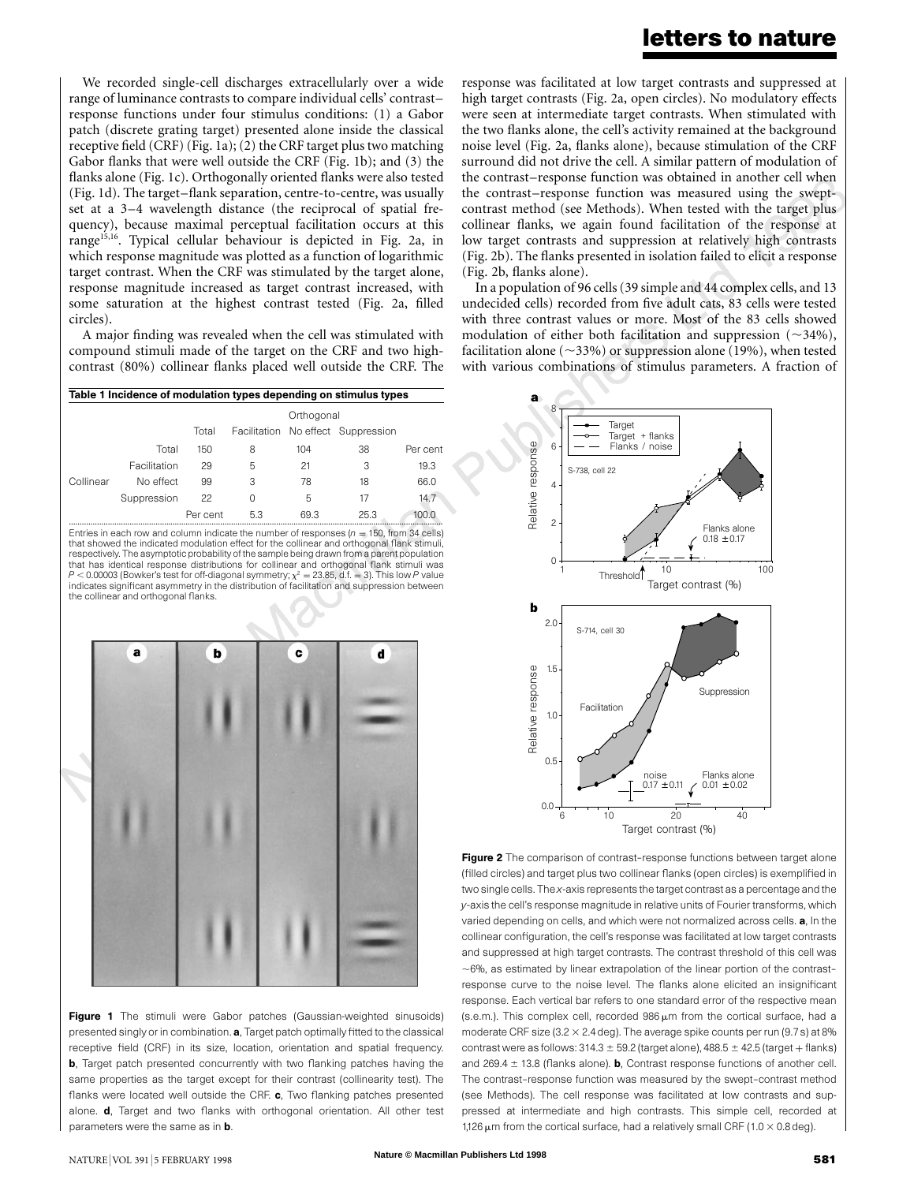We recorded single-cell discharges extracellularly over a wide range of luminance contrasts to compare individual cells' contrast–response functions under four stimulus conditions: (1) a Gabor patch (discrete grating target) presented alone inside the classical receptive field (CRF) (Fig. 1a); (2) the CRF target plus two matching Gabor flanks that were well outside the CRF (Fig. 1b); and (3) the flanks alone (Fig. 1c). Orthogonally oriented flanks were also tested (Fig. 1d). The target–flank separation, centre-to-centre, was usually set at a 3–4 wavelength distance (the reciprocal of spatial frequency), because maximal perceptual facilitation occurs at this range[15,16]. Typical cellular behaviour is depicted in Fig. 2a, in which response magnitude was plotted as a function of logarithmic target contrast. When the CRF was stimulated by the target alone, response magnitude increased as target contrast increased, with some saturation at the highest contrast tested (Fig. 2a, filled circles).

A major finding was revealed when the cell was stimulated with compound stimuli made of the target on the CRF and two high-contrast (80%) collinear flanks placed well outside the CRF. The response was facilitated at low target contrasts and suppressed at high target contrasts (Fig. 2a, open circles). No modulatory effects were seen at intermediate target contrasts. When stimulated with the two flanks alone, the cell's activity remained at the background noise level (Fig. 2a, flanks alone), because stimulation of the CRF surround did not drive the cell. A similar pattern of modulation of the contrast–response function was obtained in another cell when the contrast–response function was measured using the swept-contrast method (see Methods). When tested with the target plus collinear flanks, we again found facilitation of the response at low target contrasts and suppression at relatively high contrasts (Fig. 2b). The flanks presented in isolation failed to elicit a response (Fig. 2b, flanks alone).

In a population of 96 cells (39 simple and 44 complex cells, and 13 undecided cells) recorded from five adult cats, 83 cells were tested with three contrast values or more. Most of the 83 cells showed modulation of either both facilitation and suppression (~34%), facilitation alone (~33%) or suppression alone (19%), when tested with various combinations of stimulus parameters. A fraction of

**Table 1 Incidence of modulation types depending on stimulus types**

| | | Orthogonal | | | | |
|---|---|---|---|---|---|---|
| | | Total | Facilitation | No effect | Suppression | |
| | Total | 150 | 8 | 104 | 38 | Per cent |
| Collinear | Facilitation | 29 | 5 | 21 | 3 | 19.3 |
| | No effect | 99 | 3 | 78 | 18 | 66.0 |
| | Suppression | 22 | 0 | 5 | 17 | 14.7 |
| | | Per cent | 5.3 | 69.3 | 25.3 | 100.0 |

Entries in each row and column indicate the number of responses ($n = 150$, from 34 cells) that showed the indicated modulation effect for the collinear and orthogonal flank stimuli, respectively. The asymptotic probability of the sample being drawn from a parent population that has identical response distributions for collinear and orthogonal flank stimuli was $P < 0.00003$ (Bowker's test for off-diagonal symmetry; $\chi^2 = 23.85$, d.f. = 3). This low $P$ value indicates significant asymmetry in the distribution of facilitation and suppression between the collinear and orthogonal flanks.

**Figure 1** The stimuli were Gabor patches (Gaussian-weighted sinusoids) presented singly or in combination. **a**, Target patch optimally fitted to the classical receptive field (CRF) in its size, location, orientation and spatial frequency. **b**, Target patch presented concurrently with two flanking patches having the same properties as the target except for their contrast (collinearity test). The flanks were located well outside the CRF. **c**, Two flanking patches presented alone. **d**, Target and two flanks with orthogonal orientation. All other test parameters were the same as in **b**.

**Figure 2** The comparison of contrast–response functions between target alone (filled circles) and target plus two collinear flanks (open circles) is exemplified in two single cells. The *x*-axis represents the target contrast as a percentage and the *y*-axis the cell's response magnitude in relative units of Fourier transforms, which varied depending on cells, and which were not normalized across cells. **a**, In the collinear configuration, the cell's response was facilitated at low target contrasts and suppressed at high target contrasts. The contrast threshold of this cell was ~6%, as estimated by linear extrapolation of the linear portion of the contrast–response curve to the noise level. The flanks alone elicited an insignificant response. Each vertical bar refers to one standard error of the respective mean (s.e.m.). This complex cell, recorded 986 μm from the cortical surface, had a moderate CRF size (3.2 × 2.4 deg). The average spike counts per run (9.7 s) at 8% contrast were as follows: 314.3 ± 59.2 (target alone), 488.5 ± 42.5 (target + flanks) and 269.4 ± 13.8 (flanks alone). **b**, Contrast response functions of another cell. The contrast–response function was measured by the swept-contrast method (see Methods). The cell response was facilitated at low contrasts and suppressed at intermediate and high contrasts. This simple cell, recorded at 1,126 μm from the cortical surface, had a relatively small CRF (1.0 × 0.8 deg).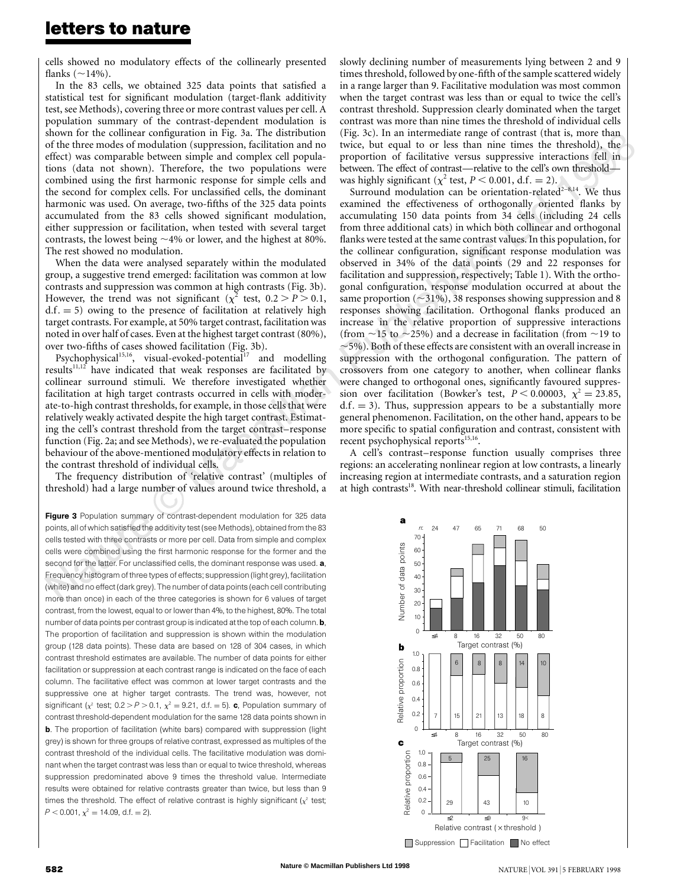cells showed no modulatory effects of the collinearly presented flanks (~14%).

In the 83 cells, we obtained 325 data points that satisfied a statistical test for significant modulation (target-flank additivity test, see Methods), covering three or more contrast values per cell. A population summary of the contrast-dependent modulation is shown for the collinear configuration in Fig. 3a. The distribution of the three modes of modulation (suppression, facilitation and no effect) was comparable between simple and complex cell populations (data not shown). Therefore, the two populations were combined using the first harmonic response for simple cells and the second for complex cells. For unclassified cells, the dominant harmonic was used. On average, two-fifths of the 325 data points accumulated from the 83 cells showed significant modulation, either suppression or facilitation, when tested with several target contrasts, the lowest being ~4% or lower, and the highest at 80%. The rest showed no modulation.

When the data were analysed separately within the modulated group, a suggestive trend emerged: facilitation was common at low contrasts and suppression was common at high contrasts (Fig. 3b). However, the trend was not significant ($\chi^2$ test, $0.2 > P > 0.1$, d.f. = 5) owing to the presence of facilitation at relatively high target contrasts. For example, at 50% target contrast, facilitation was noted in over half of cases. Even at the highest target contrast (80%), over two-fifths of cases showed facilitation (Fig. 3b).

Psychophysical[15,16], visual-evoked-potential[17] and modelling results[11,12] have indicated that weak responses are facilitated by collinear surround stimuli. We therefore investigated whether facilitation at high target contrasts occurred in cells with moderate-to-high contrast thresholds, for example, in those cells that were relatively weakly activated despite the high target contrast. Estimating the cell's contrast threshold from the target contrast–response function (Fig. 2a; and see Methods), we re-evaluated the population behaviour of the above-mentioned modulatory effects in relation to the contrast threshold of individual cells.

The frequency distribution of 'relative contrast' (multiples of threshold) had a large number of values around twice threshold, a slowly declining number of measurements lying between 2 and 9 times threshold, followed by one-fifth of the sample scattered widely in a range larger than 9. Facilitative modulation was most common when the target contrast was less than or equal to twice the cell's contrast threshold. Suppression clearly dominated when the target contrast was more than nine times the threshold of individual cells (Fig. 3c). In an intermediate range of contrast (that is, more than twice, but equal to or less than nine times the threshold), the proportion of facilitative versus suppressive interactions fell in between. The effect of contrast—relative to the cell's own threshold—was highly significant ($\chi^2$ test, $P < 0.001$, d.f. = 2).

Surround modulation can be orientation-related[2–8,14]. We thus examined the effectiveness of orthogonally oriented flanks by accumulating 150 data points from 34 cells (including 24 cells from three additional cats) in which both collinear and orthogonal flanks were tested at the same contrast values. In this population, for the collinear configuration, significant response modulation was observed in 34% of the data points (29 and 22 responses for facilitation and suppression, respectively; Table 1). With the orthogonal configuration, response modulation occurred at about the same proportion (~31%), 38 responses showing suppression and 8 responses showing facilitation. Orthogonal flanks produced an increase in the relative proportion of suppressive interactions (from ~15 to ~25%) and a decrease in facilitation (from ~19 to ~5%). Both of these effects are consistent with an overall increase in suppression with the orthogonal configuration. The pattern of crossovers from one category to another, when collinear flanks were changed to orthogonal ones, significantly favoured suppression over facilitation (Bowker's test, $P < 0.00003$, $\chi^2 = 23.85$, d.f. = 3). Thus, suppression appears to be a substantially more general phenomenon. Facilitation, on the other hand, appears to be more specific to spatial configuration and contrast, consistent with recent psychophysical reports[15,16].

A cell's contrast–response function usually comprises three regions: an accelerating nonlinear region at low contrasts, a linearly increasing region at intermediate contrasts, and a saturation region at high contrasts[18]. With near-threshold collinear stimuli, facilitation

**Figure 3** Population summary of contrast-dependent modulation for 325 data points, all of which satisfied the additivity test (see Methods), obtained from the 83 cells tested with three contrasts or more per cell. Data from simple and complex cells were combined using the first harmonic response for the former and the second for the latter. For unclassified cells, the dominant response was used. **a**, Frequency histogram of three types of effects; suppression (light grey), facilitation (white) and no effect (dark grey). The number of data points (each cell contributing more than once) in each of the three categories is shown for 6 values of target contrast, from the lowest, equal to or lower than 4%, to the highest, 80%. The total number of data points per contrast group is indicated at the top of each column. **b**, The proportion of facilitation and suppression is shown within the modulation group (128 data points). These data are based on 128 of 304 cases, in which contrast threshold estimates are available. The number of data points for either facilitation or suppression at each contrast range is indicated on the face of each column. The facilitative effect was common at lower target contrasts and the suppressive one at higher target contrasts. The trend was, however, not significant ($\chi^2$ test; $0.2 > P > 0.1$, $\chi^2 = 9.21$, d.f. = 5). **c**, Population summary of contrast threshold-dependent modulation for the same 128 data points shown in **b**. The proportion of facilitation (white bars) compared with suppression (light grey) is shown for three groups of relative contrast, expressed as multiples of the contrast threshold of the individual cells. The facilitative modulation was dominant when the target contrast was less than or equal to twice the threshold, whereas suppression predominated above 9 times the threshold value. Intermediate results were obtained for relative contrasts greater than twice, but less than 9 times the threshold. The effect of relative contrast is highly significant ($\chi^2$ test; $P < 0.001$, $\chi^2 = 14.09$, d.f. = 2).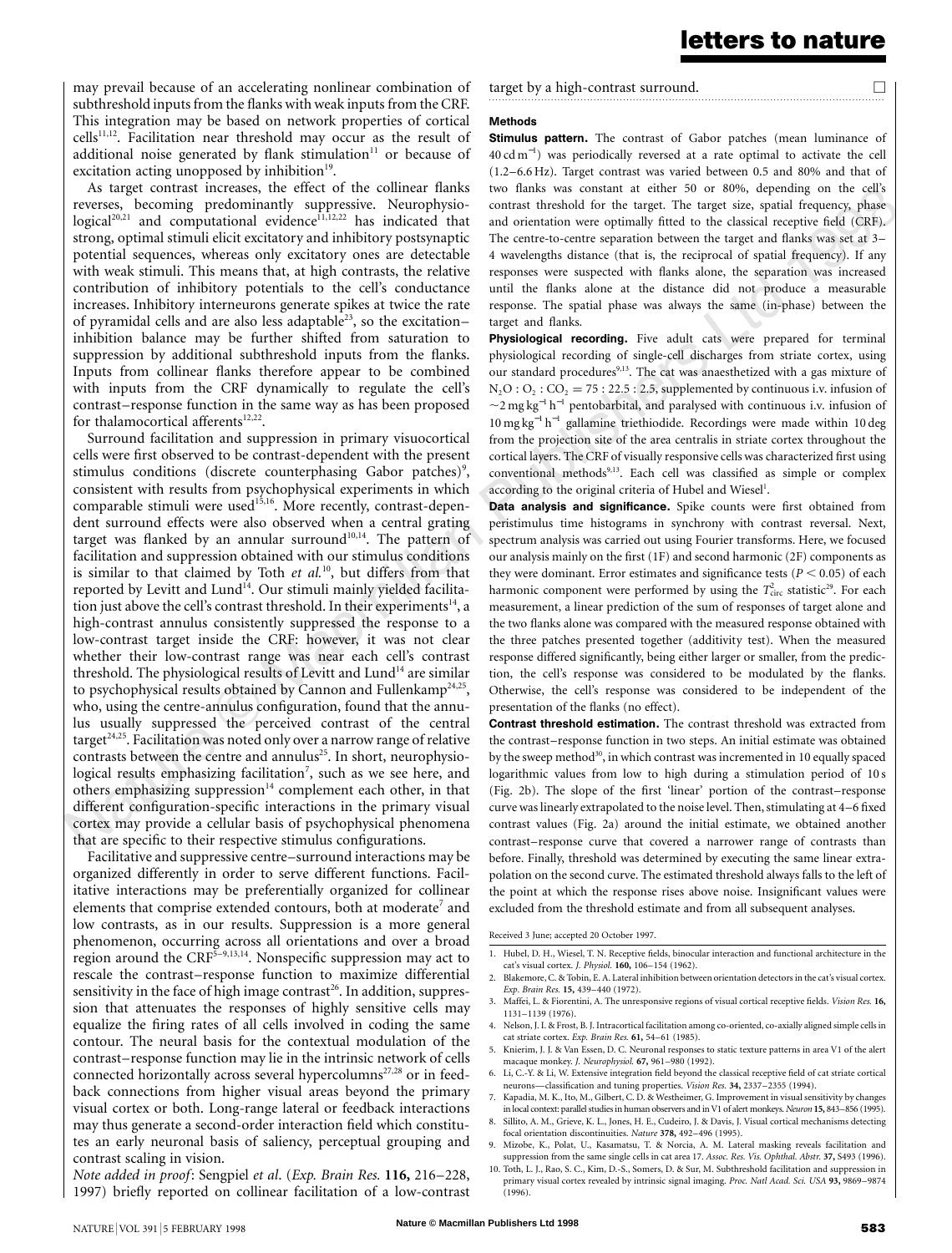may prevail because of an accelerating nonlinear combination of subthreshold inputs from the flanks with weak inputs from the CRF. This integration may be based on network properties of cortical cells[11,12]. Facilitation near threshold may occur as the result of additional noise generated by flank stimulation[11] or because of excitation acting unopposed by inhibition[19].

As target contrast increases, the effect of the collinear flanks reverses, becoming predominantly suppressive. Neurophysiological[20,21] and computational evidence[11,12,22] has indicated that strong, optimal stimuli elicit excitatory and inhibitory postsynaptic potential sequences, whereas only excitatory ones are detectable with weak stimuli. This means that, at high contrasts, the relative contribution of inhibitory potentials to the cell's conductance increases. Inhibitory interneurons generate spikes at twice the rate of pyramidal cells and are also less adaptable[23], so the excitation–inhibition balance may be further shifted from saturation to suppression by additional subthreshold inputs from the flanks. Inputs from collinear flanks therefore appear to be combined with inputs from the CRF dynamically to regulate the cell's contrast–response function in the same way as has been proposed for thalamocortical afferents[12,22].

Surround facilitation and suppression in primary visuocortical cells were first observed to be contrast-dependent with the present stimulus conditions (discrete counterphasing Gabor patches)[9], consistent with results from psychophysical experiments in which comparable stimuli were used[15,16]. More recently, contrast-dependent surround effects were also observed when a central grating target was flanked by an annular surround[10,14]. The pattern of facilitation and suppression obtained with our stimulus conditions is similar to that claimed by Toth *et al.*[10], but differs from that reported by Levitt and Lund[14]. Our stimuli mainly yielded facilitation just above the cell's contrast threshold. In their experiments[14], a high-contrast annulus consistently suppressed the response to a low-contrast target inside the CRF: however, it was not clear whether their low-contrast range was near each cell's contrast threshold. The physiological results of Levitt and Lund[14] are similar to psychophysical results obtained by Cannon and Fullenkamp[24,25], who, using the centre-annulus configuration, found that the annulus usually suppressed the perceived contrast of the central target[24,25]. Facilitation was noted only over a narrow range of relative contrasts between the centre and annulus[25]. In short, neurophysiological results emphasizing facilitation[7], such as we see here, and others emphasizing suppression[14] complement each other, in that different configuration-specific interactions in the primary visual cortex may provide a cellular basis of psychophysical phenomena that are specific to their respective stimulus configurations.

Facilitative and suppressive centre–surround interactions may be organized differently in order to serve different functions. Facilitative interactions may be preferentially organized for collinear elements that comprise extended contours, both at moderate[7] and low contrasts, as in our results. Suppression is a more general phenomenon, occurring across all orientations and over a broad region around the CRF[5–9,13,14]. Nonspecific suppression may act to rescale the contrast–response function to maximize differential sensitivity in the face of high image contrast[26]. In addition, suppression that attenuates the responses of highly sensitive cells may equalize the firing rates of all cells involved in coding the same contour. The neural basis for the contextual modulation of the contrast–response function may lie in the intrinsic network of cells connected horizontally across several hypercolumns[27,28] or in feedback connections from higher visual areas beyond the primary visual cortex or both. Long-range lateral or feedback interactions may thus generate a second-order interaction field which constitutes an early neuronal basis of saliency, perceptual grouping and contrast scaling in vision.

*Note added in proof*: Sengpiel *et al.* (*Exp. Brain Res.* **116,** 216–228, 1997) briefly reported on collinear facilitation of a low-contrast target by a high-contrast surround. □

### Methods

**Stimulus pattern.** The contrast of Gabor patches (mean luminance of 40 cd m$^{-2}$) was periodically reversed at a rate optimal to activate the cell (1.2–6.6 Hz). Target contrast was varied between 0.5 and 80% and that of two flanks was constant at either 50 or 80%, depending on the cell's contrast threshold for the target. The target size, spatial frequency, phase and orientation were optimally fitted to the classical receptive field (CRF). The centre-to-centre separation between the target and flanks was set at 3–4 wavelengths distance (that is, the reciprocal of spatial frequency). If any responses were suspected with flanks alone, the separation was increased until the flanks alone at the distance did not produce a measurable response. The spatial phase was always the same (in-phase) between the target and flanks.

**Physiological recording.** Five adult cats were prepared for terminal physiological recording of single-cell discharges from striate cortex, using our standard procedures[9,13]. The cat was anaesthetized with a gas mixture of $N_2O : O_2 : CO_2 = 75 : 22.5 : 2.5$, supplemented by continuous i.v. infusion of $\sim$2 mg kg$^{-1}$ h$^{-1}$ pentobarbital, and paralysed with continuous i.v. infusion of 10 mg kg$^{-1}$ h$^{-1}$ gallamine triethiodide. Recordings were made within 10 deg from the projection site of the area centralis in striate cortex throughout the cortical layers. The CRF of visually responsive cells was characterized first using conventional methods[9,13]. Each cell was classified as simple or complex according to the original criteria of Hubel and Wiesel[1].

**Data analysis and significance.** Spike counts were first obtained from peristimulus time histograms in synchrony with contrast reversal. Next, spectrum analysis was carried out using Fourier transforms. Here, we focused our analysis mainly on the first (1F) and second harmonic (2F) components as they were dominant. Error estimates and significance tests ($P < 0.05$) of each harmonic component were performed by using the $T^2_{circ}$ statistic[29]. For each measurement, a linear prediction of the sum of responses of target alone and the two flanks alone was compared with the measured response obtained with the three patches presented together (additivity test). When the measured response differed significantly, being either larger or smaller, from the prediction, the cell's response was considered to be modulated by the flanks. Otherwise, the cell's response was considered to be independent of the presentation of the flanks (no effect).

**Contrast threshold estimation.** The contrast threshold was extracted from the contrast–response function in two steps. An initial estimate was obtained by the sweep method[30], in which contrast was incremented in 10 equally spaced logarithmic values from low to high during a stimulation period of 10 s (Fig. 2b). The slope of the first 'linear' portion of the contrast–response curve was linearly extrapolated to the noise level. Then, stimulating at 4–6 fixed contrast values (Fig. 2a) around the initial estimate, we obtained another contrast–response curve that covered a narrower range of contrasts than before. Finally, threshold was determined by executing the same linear extrapolation on the second curve. The estimated threshold always falls to the left of the point at which the response rises above noise. Insignificant values were excluded from the threshold estimate and from all subsequent analyses.

Received 3 June; accepted 20 October 1997.

1. Hubel, D. H., Wiesel, T. N. Receptive fields, binocular interaction and functional architecture in the cat's visual cortex. *J. Physiol.* **160,** 106–154 (1962).
2. Blakemore, C. & Tobin, E. A. Lateral inhibition between orientation detectors in the cat's visual cortex. *Exp. Brain Res.* **15,** 439–440 (1972).
3. Maffei, L. & Fiorentini, A. The unresponsive regions of visual cortical receptive fields. *Vision Res.* **16,** 1131–1139 (1976).
4. Nelson, J. I. & Frost, B. J. Intracortical facilitation among co-oriented, co-axially aligned simple cells in cat striate cortex. *Exp. Brain Res.* **61,** 54–61 (1985).
5. Knierim, J. J. & Van Essen, D. C. Neuronal responses to static texture patterns in area V1 of the alert macaque monkey. *J. Neurophysiol.* **67,** 961–980 (1992).
6. Li, C.-Y. & Li, W. Extensive integration field beyond the classical receptive field of cat striate cortical neurons—classification and tuning properties. *Vision Res.* **34,** 2337–2355 (1994).
7. Kapadia, M. K., Ito, M., Gilbert, C. D. & Westheimer, G. Improvement in visual sensitivity by changes in local context: parallel studies in human observers and in V1 of alert monkeys. *Neuron* **15,** 843–856 (1995).
8. Sillito, A. M., Grieve, K. L., Jones, H. E., Cudeiro, J. & Davis, J. Visual cortical mechanisms detecting focal orientation discontinuities. *Nature* **378,** 492–496 (1995).
9. Mizobe, K., Polat, U., Kasamatsu, T. & Norcia, A. M. Lateral masking reveals facilitation and suppression from the same single cells in cat area 17. *Assoc. Res. Vis. Ophthal. Abstr.* **37,** S493 (1996).
10. Toth, L. J., Rao, S. C., Kim, D.-S., Somers, D. & Sur, M. Subthreshold facilitation and suppression in primary visual cortex revealed by intrinsic signal imaging. *Proc. Natl Acad. Sci. USA* **93,** 9869–9874 (1996).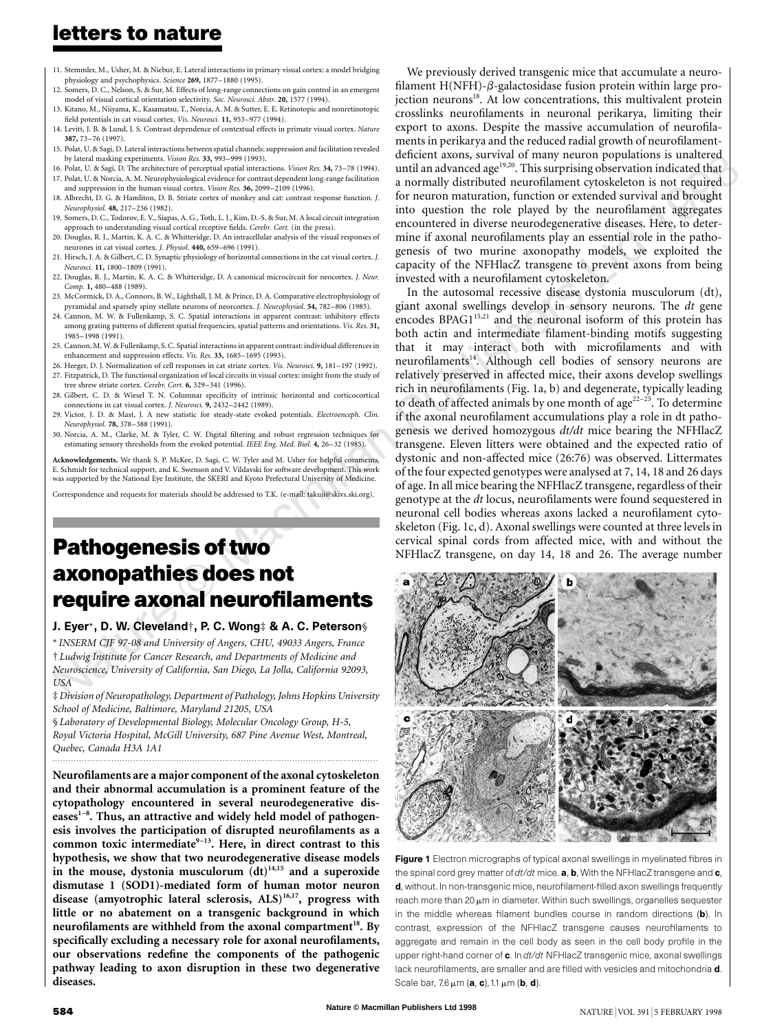11. Stemmler, M., Usher, M. & Niebur, E. Lateral interactions in primary visual cortex: a model bridging physiology and psychophysics. *Science* **269**, 1877–1880 (1995).
12. Somers, D. C., Nelson, S. & Sur, M. Effects of long-range connections on gain control in an emergent model of visual cortical orientation selectivity. *Soc. Neurosci. Abstr.* **20**, 1577 (1994).
13. Kitano, M., Niiyama, K., Kasamatsu, T., Norcia, A. M. & Sutter, E. E. Retinotopic and nonretinotopic field potentials in cat visual cortex. *Vis. Neurosci.* **11**, 953–977 (1994).
14. Levitt, J. B. & Lund, J. S. Contrast dependence of contextual effects in primate visual cortex. *Nature* **387**, 73–76 (1997).
15. Polat, U. & Sagi, D. Lateral interactions between spatial channels: suppression and facilitation revealed by lateral masking experiments. *Vision Res.* **33**, 993–999 (1993).
16. Polat, U. & Sagi, D. The architecture of perceptual spatial interactions. *Vision Res.* **34**, 73–78 (1994).
17. Polat, U. & Norcia, A. M. Neurophysiological evidence for contrast dependent long-range facilitation and suppression in the human visual cortex. *Vision Res.* **36**, 2099–2109 (1996).
18. Albrecht, D. G. & Hamliton, D. B. Striate cortex of monkey and cat: contrast response function. *J. Neurophysiol.* **48**, 217–236 (1982).
19. Somers, D. C., Todorov, E. V., Siapas, A. G., Toth, L. J., Kim, D.-S. & Sur, M. A local circuit integration approach to understanding visual cortical receptive fields. *Cerebr. Cort.* (in the press).
20. Douglas, R. J., Martin, K. A. C. & Whitteridge, D. An intracellular analysis of the visual responses of neurones in cat visual cortex. *J. Physiol.* **440**, 659–696 (1991).
21. Hirsch, J. A. & Gilbert, C. D. Synaptic physiology of horizontal connections in the cat visual cortex. *J. Neurosci.* **11**, 1800–1809 (1991).
22. Douglas, R. J., Martin, K. A. C. & Whitteridge, D. A canonical microcircuit for neocortex. *Neur. Comp.* **1**, 480–488 (1989).
23. McCormick, D. A., Connors, B. W., Lighthall, J. M. & Prince, D. A. Comparative electrophysiology of pyramidal and sparsely spiny stellate neurons of neocortex. *J. Neurophysiol.* **54**, 782–806 (1985).
24. Cannon, M. W. & Fullenkamp, S. C. Spatial interactions in apparent contrast: inhibitory effects among grating patterns of different spatial frequencies, spatial patterns and orientations. *Vis. Res.* **31**, 1985–1998 (1991).
25. Cannon, M. W. & Fullenkamp, S. C. Spatial interactions in apparent contrast: individual differences in enhancement and suppression effects. *Vis. Res.* **33**, 1685–1695 (1993).
26. Heeger, D. J. Normalization of cell responses in cat striate cortex. *Vis. Neurosci.* **9**, 181–197 (1992).
27. Fitzpatrick, D. The functional organization of local circuits in visual cortex: insight from the study of tree shrew striate cortex. *Cerebr. Cort.* **6**, 329–341 (1996).
28. Gilbert, C. D. & Wiesel T. N. Columnar specificity of intrinsic horizontal and corticocortical connections in cat visual cortex. *J. Neurosci.* **9**, 2432–2442 (1989).
29. Victor, J. D. & Mast, J. A new statistic for steady-state evoked potentials. *Electroenceph. Clin. Neurophysiol.* **78**, 378–388 (1991).
30. Norcia, A. M., Clarke, M. & Tyler, C. W. Digital filtering and robust regression techniques for estimating sensory thresholds from the evoked potential. *IEEE Eng. Med. Biol.* **4**, 26–32 (1985).

**Acknowledgements.** We thank S. P. McKee, D. Sagi, C. W. Tyler and M. Usher for helpful comments, E. Schmidt for technical support, and K. Swenson and V. Vildavski for software development. This work was supported by the National Eye Institute, the SKERI and Kyoto Prefectural University of Medicine.

Correspondence and requests for materials should be addressed to T.K. (e-mail: takuji@skivs.ski.org).

# Pathogenesis of two axonopathies does not require axonal neurofilaments

**J. Eyer\*, D. W. Cleveland†, P. C. Wong‡ & A. C. Peterson§**

\* *INSERM CJF 97-08 and University of Angers, CHU, 49033 Angers, France*
† *Ludwig Institute for Cancer Research, and Departments of Medicine and Neuroscience, University of California, San Diego, La Jolla, California 92093, USA*
‡ *Division of Neuropathology, Department of Pathology, Johns Hopkins University School of Medicine, Baltimore, Maryland 21205, USA*
§ *Laboratory of Developmental Biology, Molecular Oncology Group, H-5, Royal Victoria Hospital, McGill University, 687 Pine Avenue West, Montreal, Quebec, Canada H3A 1A1*

**Neurofilaments are a major component of the axonal cytoskeleton and their abnormal accumulation is a prominent feature of the cytopathology encountered in several neurodegenerative diseases[1–8]. Thus, an attractive and widely held model of pathogenesis involves the participation of disrupted neurofilaments as a common toxic intermediate[9–13]. Here, in direct contrast to this hypothesis, we show that two neurodegenerative disease models in the mouse, dystonia musculorum (dt)[14,15] and a superoxide dismutase 1 (SOD1)-mediated form of human motor neuron disease (amyotrophic lateral sclerosis, ALS)[16,17], progress with little or no abatement on a transgenic background in which neurofilaments are withheld from the axonal compartment[18]. By specifically excluding a necessary role for axonal neurofilaments, our observations redefine the components of the pathogenic pathway leading to axon disruption in these two degenerative diseases.**

We previously derived transgenic mice that accumulate a neurofilament H(NFH)-$\beta$-galactosidase fusion protein within large projection neurons[18]. At low concentrations, this multivalent protein crosslinks neurofilaments in neuronal perikarya, limiting their export to axons. Despite the massive accumulation of neurofilaments in perikarya and the reduced radial growth of neurofilament-deficient axons, survival of many neuron populations is unaltered until an advanced age[19,20]. This surprising observation indicated that a normally distributed neurofilament cytoskeleton is not required for neuron maturation, function or extended survival and brought into question the role played by the neurofilament aggregates encountered in diverse neurodegenerative diseases. Here, to determine if axonal neurofilaments play an essential role in the pathogenesis of two murine axonopathy models, we exploited the capacity of the NFHlacZ transgene to prevent axons from being invested with a neurofilament cytoskeleton.

In the autosomal recessive disease dystonia musculorum (dt), giant axonal swellings develop in sensory neurons. The *dt* gene encodes BPAG1[15,21] and the neuronal isoform of this protein has both actin and intermediate filament-binding motifs suggesting that it may interact both with microfilaments and with neurofilaments[14]. Although cell bodies of sensory neurons are relatively preserved in affected mice, their axons develop swellings rich in neurofilaments (Fig. 1a, b) and degenerate, typically leading to death of affected animals by one month of age[22–25]. To determine if the axonal neurofilament accumulations play a role in dt pathogenesis we derived homozygous *dt/dt* mice bearing the NFHlacZ transgene. Eleven litters were obtained and the expected ratio of dystonic and non-affected mice (26:76) was observed. Littermates of the four expected genotypes were analysed at 7, 14, 18 and 26 days of age. In all mice bearing the NFHlacZ transgene, regardless of their genotype at the *dt* locus, neurofilaments were found sequestered in neuronal cell bodies whereas axons lacked a neurofilament cytoskeleton (Fig. 1c, d). Axonal swellings were counted at three levels in cervical spinal cords from affected mice, with and without the NFHlacZ transgene, on day 14, 18 and 26. The average number

**Figure 1** Electron micrographs of typical axonal swellings in myelinated fibres in the spinal cord grey matter of *dt/dt* mice. **a**, **b**, With the NFHlacZ transgene and **c**, **d**, without. In non-transgenic mice, neurofilament-filled axon swellings frequently reach more than 20 μm in diameter. Within such swellings, organelles sequester in the middle whereas filament bundles course in random directions (**b**). In contrast, expression of the NFHlacZ transgene causes neurofilaments to aggregate and remain in the cell body as seen in the cell body profile in the upper right-hand corner of **c**. In *dt/dt* NFHlacZ transgenic mice, axonal swellings lack neurofilaments, are smaller and are filled with vesicles and mitochondria **d**. Scale bar, 7.6 μm (**a**, **c**), 1.1 μm (**b**, **d**).